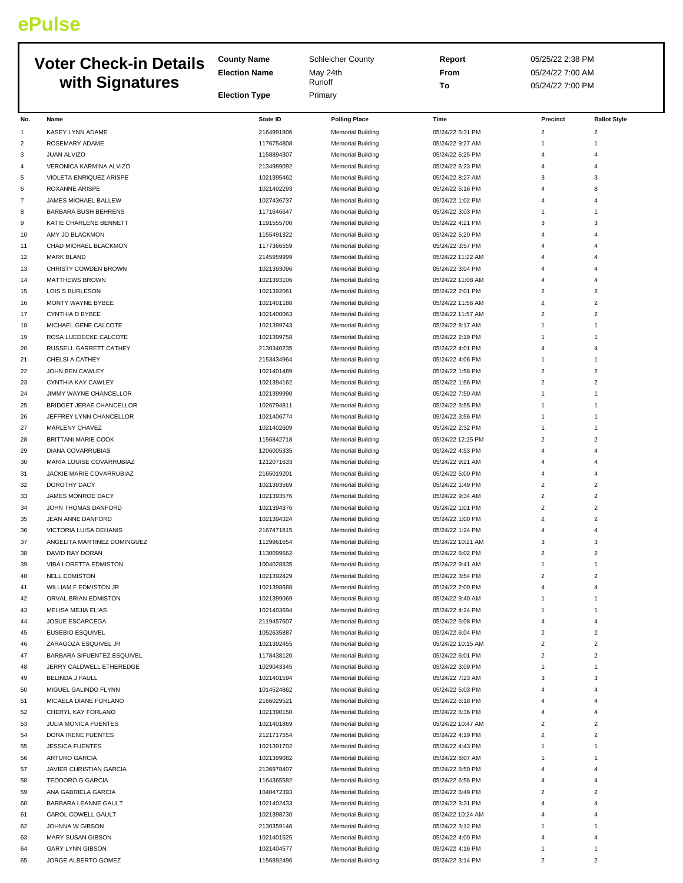ePulse

# Voter Check-in Details with Signatures

| | | | |
|---|---|---|---|
| **County Name** | Schleicher County | **Report** | 05/25/22 2:38 PM |
| **Election Name** | May 24th Runoff | **From** | 05/24/22 7:00 AM |
| **Election Type** | Primary | **To** | 05/24/22 7:00 PM |

| No. | Name | State ID | Polling Place | Time | Precinct | Ballot Style |
|---|---|---|---|---|---|---|
| 1 | KASEY LYNN ADAME | 2164991806 | Memorial Building | 05/24/22 5:31 PM | 2 | 2 |
| 2 | ROSEMARY ADAME | 1176754808 | Memorial Building | 05/24/22 9:27 AM | 1 | 1 |
| 3 | JUAN ALVIZO | 1158894307 | Memorial Building | 05/24/22 6:25 PM | 4 | 4 |
| 4 | VERONICA KARMINA ALVIZO | 2134989092 | Memorial Building | 05/24/22 6:23 PM | 4 | 4 |
| 5 | VIOLETA ENRIQUEZ ARISPE | 1021395462 | Memorial Building | 05/24/22 8:27 AM | 3 | 3 |
| 6 | ROXANNE ARISPE | 1021402293 | Memorial Building | 05/24/22 6:16 PM | 4 | 8 |
| 7 | JAMES MICHAEL BALLEW | 1027436737 | Memorial Building | 05/24/22 1:02 PM | 4 | 4 |
| 8 | BARBARA BUSH BEHRENS | 1171646647 | Memorial Building | 05/24/22 3:03 PM | 1 | 1 |
| 9 | KATIE CHARLENE BENNETT | 1191555700 | Memorial Building | 05/24/22 4:21 PM | 3 | 3 |
| 10 | AMY JO BLACKMON | 1155491322 | Memorial Building | 05/24/22 5:20 PM | 4 | 4 |
| 11 | CHAD MICHAEL BLACKMON | 1177366559 | Memorial Building | 05/24/22 3:57 PM | 4 | 4 |
| 12 | MARK BLAND | 2145959999 | Memorial Building | 05/24/22 11:22 AM | 4 | 4 |
| 13 | CHRISTY COWDEN BROWN | 1021393096 | Memorial Building | 05/24/22 3:04 PM | 4 | 4 |
| 14 | MATTHEWS BROWN | 1021393106 | Memorial Building | 05/24/22 11:08 AM | 4 | 4 |
| 15 | LOIS S BURLESON | 1021392061 | Memorial Building | 05/24/22 2:01 PM | 2 | 2 |
| 16 | MONTY WAYNE BYBEE | 1021401188 | Memorial Building | 05/24/22 11:56 AM | 2 | 2 |
| 17 | CYNTHIA D BYBEE | 1021400063 | Memorial Building | 05/24/22 11:57 AM | 2 | 2 |
| 18 | MICHAEL GENE CALCOTE | 1021399743 | Memorial Building | 05/24/22 8:17 AM | 1 | 1 |
| 19 | ROSA LUEDECKE CALCOTE | 1021399758 | Memorial Building | 05/24/22 2:19 PM | 1 | 1 |
| 20 | RUSSELL GARRETT CATHEY | 2130340235 | Memorial Building | 05/24/22 4:01 PM | 4 | 4 |
| 21 | CHELSI A CATHEY | 2153434964 | Memorial Building | 05/24/22 4:06 PM | 1 | 1 |
| 22 | JOHN BEN CAWLEY | 1021401489 | Memorial Building | 05/24/22 1:58 PM | 2 | 2 |
| 23 | CYNTHIA KAY CAWLEY | 1021394162 | Memorial Building | 05/24/22 1:56 PM | 2 | 2 |
| 24 | JIMMY WAYNE CHANCELLOR | 1021399990 | Memorial Building | 05/24/22 7:50 AM | 1 | 1 |
| 25 | BRIDGET JERAE CHANCELLOR | 1026794811 | Memorial Building | 05/24/22 3:55 PM | 1 | 1 |
| 26 | JEFFREY LYNN CHANCELLOR | 1021406774 | Memorial Building | 05/24/22 3:56 PM | 1 | 1 |
| 27 | MARLENY CHAVEZ | 1021402609 | Memorial Building | 05/24/22 2:32 PM | 1 | 1 |
| 28 | BRITTANI MARIE COOK | 1156842718 | Memorial Building | 05/24/22 12:25 PM | 2 | 2 |
| 29 | DIANA COVARRUBIAS | 1206005335 | Memorial Building | 05/24/22 4:53 PM | 4 | 4 |
| 30 | MARIA LOUISE COVARRUBIAZ | 1212071633 | Memorial Building | 05/24/22 9:21 AM | 4 | 4 |
| 31 | JACKIE MARIE COVARRUBIAZ | 2165019201 | Memorial Building | 05/24/22 5:00 PM | 4 | 4 |
| 32 | DOROTHY DACY | 1021393569 | Memorial Building | 05/24/22 1:49 PM | 2 | 2 |
| 33 | JAMES MONROE DACY | 1021393576 | Memorial Building | 05/24/22 9:34 AM | 2 | 2 |
| 34 | JOHN THOMAS DANFORD | 1021394376 | Memorial Building | 05/24/22 1:01 PM | 2 | 2 |
| 35 | JEAN ANNE DANFORD | 1021394324 | Memorial Building | 05/24/22 1:00 PM | 2 | 2 |
| 36 | VICTORIA LUISA DEHANIS | 2167471815 | Memorial Building | 05/24/22 1:24 PM | 4 | 4 |
| 37 | ANGELITA MARTINEZ DOMINGUEZ | 1129961654 | Memorial Building | 05/24/22 10:21 AM | 3 | 3 |
| 38 | DAVID RAY DORAN | 1130099662 | Memorial Building | 05/24/22 6:02 PM | 2 | 2 |
| 39 | VIBA LORETTA EDMISTON | 1004028835 | Memorial Building | 05/24/22 9:41 AM | 1 | 1 |
| 40 | NELL EDMISTON | 1021392429 | Memorial Building | 05/24/22 3:54 PM | 2 | 2 |
| 41 | WILLIAM F EDMISTON JR | 1021398688 | Memorial Building | 05/24/22 2:00 PM | 4 | 4 |
| 42 | ORVAL BRIAN EDMISTON | 1021399069 | Memorial Building | 05/24/22 9:40 AM | 1 | 1 |
| 43 | MELISA MEJIA ELIAS | 1021403694 | Memorial Building | 05/24/22 4:24 PM | 1 | 1 |
| 44 | JOSUE ESCARCEGA | 2119457607 | Memorial Building | 05/24/22 5:08 PM | 4 | 4 |
| 45 | EUSEBIO ESQUIVEL | 1052635887 | Memorial Building | 05/24/22 6:04 PM | 2 | 2 |
| 46 | ZARAGOZA ESQUIVEL JR | 1021392455 | Memorial Building | 05/24/22 10:15 AM | 2 | 2 |
| 47 | BARBARA SIFUENTEZ ESQUIVEL | 1178438120 | Memorial Building | 05/24/22 6:01 PM | 2 | 2 |
| 48 | JERRY CALDWELL ETHEREDGE | 1029043345 | Memorial Building | 05/24/22 3:09 PM | 1 | 1 |
| 49 | BELINDA J FAULL | 1021401594 | Memorial Building | 05/24/22 7:23 AM | 3 | 3 |
| 50 | MIGUEL GALINDO FLYNN | 1014524862 | Memorial Building | 05/24/22 5:03 PM | 4 | 4 |
| 51 | MICAELA DIANE FORLANO | 2166029521 | Memorial Building | 05/24/22 6:18 PM | 4 | 4 |
| 52 | CHERYL KAY FORLANO | 1021390150 | Memorial Building | 05/24/22 6:36 PM | 4 | 4 |
| 53 | JULIA MONICA FUENTES | 1021401869 | Memorial Building | 05/24/22 10:47 AM | 2 | 2 |
| 54 | DORA IRENE FUENTES | 2121717554 | Memorial Building | 05/24/22 4:19 PM | 2 | 2 |
| 55 | JESSICA FUENTES | 1021391702 | Memorial Building | 05/24/22 4:43 PM | 1 | 1 |
| 56 | ARTURO GARCIA | 1021399082 | Memorial Building | 05/24/22 8:07 AM | 1 | 1 |
| 57 | JAVIER CHRISTIAN GARCIA | 2136978407 | Memorial Building | 05/24/22 6:50 PM | 4 | 4 |
| 58 | TEODORO G GARCIA | 1164365582 | Memorial Building | 05/24/22 6:56 PM | 4 | 4 |
| 59 | ANA GABRIELA GARCIA | 1040472393 | Memorial Building | 05/24/22 6:49 PM | 2 | 2 |
| 60 | BARBARA LEANNE GAULT | 1021402433 | Memorial Building | 05/24/22 3:31 PM | 4 | 4 |
| 61 | CAROL COWELL GAULT | 1021398730 | Memorial Building | 05/24/22 10:24 AM | 4 | 4 |
| 62 | JOHNNA W GIBSON | 2130359146 | Memorial Building | 05/24/22 3:12 PM | 1 | 1 |
| 63 | MARY SUSAN GIBSON | 1021401525 | Memorial Building | 05/24/22 4:00 PM | 4 | 4 |
| 64 | GARY LYNN GIBSON | 1021404577 | Memorial Building | 05/24/22 4:16 PM | 1 | 1 |
| 65 | JORGE ALBERTO GOMEZ | 1156892496 | Memorial Building | 05/24/22 3:14 PM | 2 | 2 |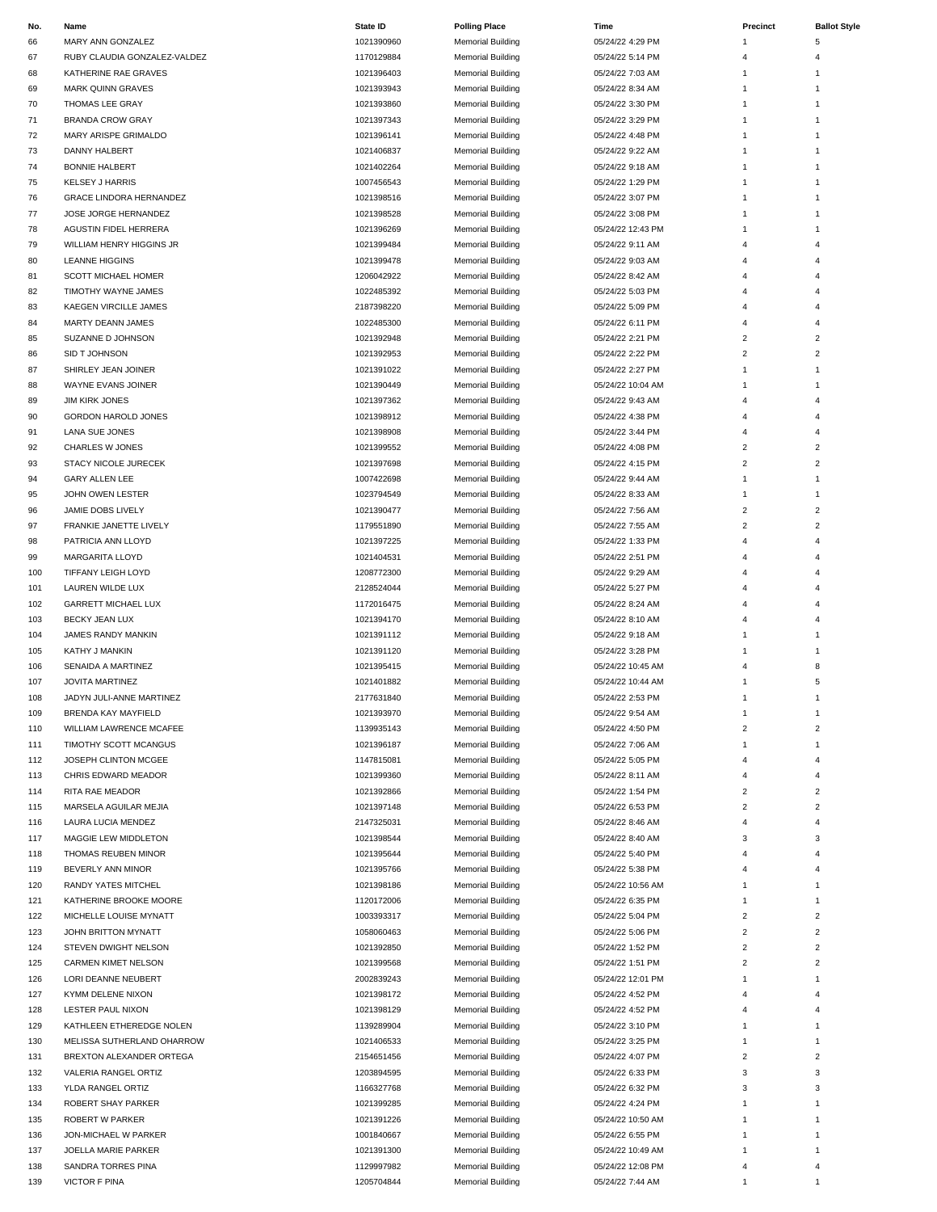| No. | Name | State ID | Polling Place | Time | Precinct | Ballot Style |
|---|---|---|---|---|---|---|
| 66 | MARY ANN GONZALEZ | 1021390960 | Memorial Building | 05/24/22 4:29 PM | 1 | 5 |
| 67 | RUBY CLAUDIA GONZALEZ-VALDEZ | 1170129884 | Memorial Building | 05/24/22 5:14 PM | 4 | 4 |
| 68 | KATHERINE RAE GRAVES | 1021396403 | Memorial Building | 05/24/22 7:03 AM | 1 | 1 |
| 69 | MARK QUINN GRAVES | 1021393943 | Memorial Building | 05/24/22 8:34 AM | 1 | 1 |
| 70 | THOMAS LEE GRAY | 1021393860 | Memorial Building | 05/24/22 3:30 PM | 1 | 1 |
| 71 | BRANDA CROW GRAY | 1021397343 | Memorial Building | 05/24/22 3:29 PM | 1 | 1 |
| 72 | MARY ARISPE GRIMALDO | 1021396141 | Memorial Building | 05/24/22 4:48 PM | 1 | 1 |
| 73 | DANNY HALBERT | 1021406837 | Memorial Building | 05/24/22 9:22 AM | 1 | 1 |
| 74 | BONNIE HALBERT | 1021402264 | Memorial Building | 05/24/22 9:18 AM | 1 | 1 |
| 75 | KELSEY J HARRIS | 1007456543 | Memorial Building | 05/24/22 1:29 PM | 1 | 1 |
| 76 | GRACE LINDORA HERNANDEZ | 1021398516 | Memorial Building | 05/24/22 3:07 PM | 1 | 1 |
| 77 | JOSE JORGE HERNANDEZ | 1021398528 | Memorial Building | 05/24/22 3:08 PM | 1 | 1 |
| 78 | AGUSTIN FIDEL HERRERA | 1021396269 | Memorial Building | 05/24/22 12:43 PM | 1 | 1 |
| 79 | WILLIAM HENRY HIGGINS JR | 1021399484 | Memorial Building | 05/24/22 9:11 AM | 4 | 4 |
| 80 | LEANNE HIGGINS | 1021399478 | Memorial Building | 05/24/22 9:03 AM | 4 | 4 |
| 81 | SCOTT MICHAEL HOMER | 1206042922 | Memorial Building | 05/24/22 8:42 AM | 4 | 4 |
| 82 | TIMOTHY WAYNE JAMES | 1022485392 | Memorial Building | 05/24/22 5:03 PM | 4 | 4 |
| 83 | KAEGEN VIRCILLE JAMES | 2187398220 | Memorial Building | 05/24/22 5:09 PM | 4 | 4 |
| 84 | MARTY DEANN JAMES | 1022485300 | Memorial Building | 05/24/22 6:11 PM | 4 | 4 |
| 85 | SUZANNE D JOHNSON | 1021392948 | Memorial Building | 05/24/22 2:21 PM | 2 | 2 |
| 86 | SID T JOHNSON | 1021392953 | Memorial Building | 05/24/22 2:22 PM | 2 | 2 |
| 87 | SHIRLEY JEAN JOINER | 1021391022 | Memorial Building | 05/24/22 2:27 PM | 1 | 1 |
| 88 | WAYNE EVANS JOINER | 1021390449 | Memorial Building | 05/24/22 10:04 AM | 1 | 1 |
| 89 | JIM KIRK JONES | 1021397362 | Memorial Building | 05/24/22 9:43 AM | 4 | 4 |
| 90 | GORDON HAROLD JONES | 1021398912 | Memorial Building | 05/24/22 4:38 PM | 4 | 4 |
| 91 | LANA SUE JONES | 1021398908 | Memorial Building | 05/24/22 3:44 PM | 4 | 4 |
| 92 | CHARLES W JONES | 1021399552 | Memorial Building | 05/24/22 4:08 PM | 2 | 2 |
| 93 | STACY NICOLE JURECEK | 1021397698 | Memorial Building | 05/24/22 4:15 PM | 2 | 2 |
| 94 | GARY ALLEN LEE | 1007422698 | Memorial Building | 05/24/22 9:44 AM | 1 | 1 |
| 95 | JOHN OWEN LESTER | 1023794549 | Memorial Building | 05/24/22 8:33 AM | 1 | 1 |
| 96 | JAMIE DOBS LIVELY | 1021390477 | Memorial Building | 05/24/22 7:56 AM | 2 | 2 |
| 97 | FRANKIE JANETTE LIVELY | 1179551890 | Memorial Building | 05/24/22 7:55 AM | 2 | 2 |
| 98 | PATRICIA ANN LLOYD | 1021397225 | Memorial Building | 05/24/22 1:33 PM | 4 | 4 |
| 99 | MARGARITA LLOYD | 1021404531 | Memorial Building | 05/24/22 2:51 PM | 4 | 4 |
| 100 | TIFFANY LEIGH LOYD | 1208772300 | Memorial Building | 05/24/22 9:29 AM | 4 | 4 |
| 101 | LAUREN WILDE LUX | 2128524044 | Memorial Building | 05/24/22 5:27 PM | 4 | 4 |
| 102 | GARRETT MICHAEL LUX | 1172016475 | Memorial Building | 05/24/22 8:24 AM | 4 | 4 |
| 103 | BECKY JEAN LUX | 1021394170 | Memorial Building | 05/24/22 8:10 AM | 4 | 4 |
| 104 | JAMES RANDY MANKIN | 1021391112 | Memorial Building | 05/24/22 9:18 AM | 1 | 1 |
| 105 | KATHY J MANKIN | 1021391120 | Memorial Building | 05/24/22 3:28 PM | 1 | 1 |
| 106 | SENAIDA A MARTINEZ | 1021395415 | Memorial Building | 05/24/22 10:45 AM | 4 | 8 |
| 107 | JOVITA MARTINEZ | 1021401882 | Memorial Building | 05/24/22 10:44 AM | 1 | 5 |
| 108 | JADYN JULI-ANNE MARTINEZ | 2177631840 | Memorial Building | 05/24/22 2:53 PM | 1 | 1 |
| 109 | BRENDA KAY MAYFIELD | 1021393970 | Memorial Building | 05/24/22 9:54 AM | 1 | 1 |
| 110 | WILLIAM LAWRENCE MCAFEE | 1139935143 | Memorial Building | 05/24/22 4:50 PM | 2 | 2 |
| 111 | TIMOTHY SCOTT MCANGUS | 1021396187 | Memorial Building | 05/24/22 7:06 AM | 1 | 1 |
| 112 | JOSEPH CLINTON MCGEE | 1147815081 | Memorial Building | 05/24/22 5:05 PM | 4 | 4 |
| 113 | CHRIS EDWARD MEADOR | 1021399360 | Memorial Building | 05/24/22 8:11 AM | 4 | 4 |
| 114 | RITA RAE MEADOR | 1021392866 | Memorial Building | 05/24/22 1:54 PM | 2 | 2 |
| 115 | MARSELA AGUILAR MEJIA | 1021397148 | Memorial Building | 05/24/22 6:53 PM | 2 | 2 |
| 116 | LAURA LUCIA MENDEZ | 2147325031 | Memorial Building | 05/24/22 8:46 AM | 4 | 4 |
| 117 | MAGGIE LEW MIDDLETON | 1021398544 | Memorial Building | 05/24/22 8:40 AM | 3 | 3 |
| 118 | THOMAS REUBEN MINOR | 1021395644 | Memorial Building | 05/24/22 5:40 PM | 4 | 4 |
| 119 | BEVERLY ANN MINOR | 1021395766 | Memorial Building | 05/24/22 5:38 PM | 4 | 4 |
| 120 | RANDY YATES MITCHEL | 1021398186 | Memorial Building | 05/24/22 10:56 AM | 1 | 1 |
| 121 | KATHERINE BROOKE MOORE | 1120172006 | Memorial Building | 05/24/22 6:35 PM | 1 | 1 |
| 122 | MICHELLE LOUISE MYNATT | 1003393317 | Memorial Building | 05/24/22 5:04 PM | 2 | 2 |
| 123 | JOHN BRITTON MYNATT | 1058060463 | Memorial Building | 05/24/22 5:06 PM | 2 | 2 |
| 124 | STEVEN DWIGHT NELSON | 1021392850 | Memorial Building | 05/24/22 1:52 PM | 2 | 2 |
| 125 | CARMEN KIMET NELSON | 1021399568 | Memorial Building | 05/24/22 1:51 PM | 2 | 2 |
| 126 | LORI DEANNE NEUBERT | 2002839243 | Memorial Building | 05/24/22 12:01 PM | 1 | 1 |
| 127 | KYMM DELENE NIXON | 1021398172 | Memorial Building | 05/24/22 4:52 PM | 4 | 4 |
| 128 | LESTER PAUL NIXON | 1021398129 | Memorial Building | 05/24/22 4:52 PM | 4 | 4 |
| 129 | KATHLEEN ETHEREDGE NOLEN | 1139289904 | Memorial Building | 05/24/22 3:10 PM | 1 | 1 |
| 130 | MELISSA SUTHERLAND OHARROW | 1021406533 | Memorial Building | 05/24/22 3:25 PM | 1 | 1 |
| 131 | BREXTON ALEXANDER ORTEGA | 2154651456 | Memorial Building | 05/24/22 4:07 PM | 2 | 2 |
| 132 | VALERIA RANGEL ORTIZ | 1203894595 | Memorial Building | 05/24/22 6:33 PM | 3 | 3 |
| 133 | YLDA RANGEL ORTIZ | 1166327768 | Memorial Building | 05/24/22 6:32 PM | 3 | 3 |
| 134 | ROBERT SHAY PARKER | 1021399285 | Memorial Building | 05/24/22 4:24 PM | 1 | 1 |
| 135 | ROBERT W PARKER | 1021391226 | Memorial Building | 05/24/22 10:50 AM | 1 | 1 |
| 136 | JON-MICHAEL W PARKER | 1001840667 | Memorial Building | 05/24/22 6:55 PM | 1 | 1 |
| 137 | JOELLA MARIE PARKER | 1021391300 | Memorial Building | 05/24/22 10:49 AM | 1 | 1 |
| 138 | SANDRA TORRES PINA | 1129997982 | Memorial Building | 05/24/22 12:08 PM | 4 | 4 |
| 139 | VICTOR F PINA | 1205704844 | Memorial Building | 05/24/22 7:44 AM | 1 | 1 |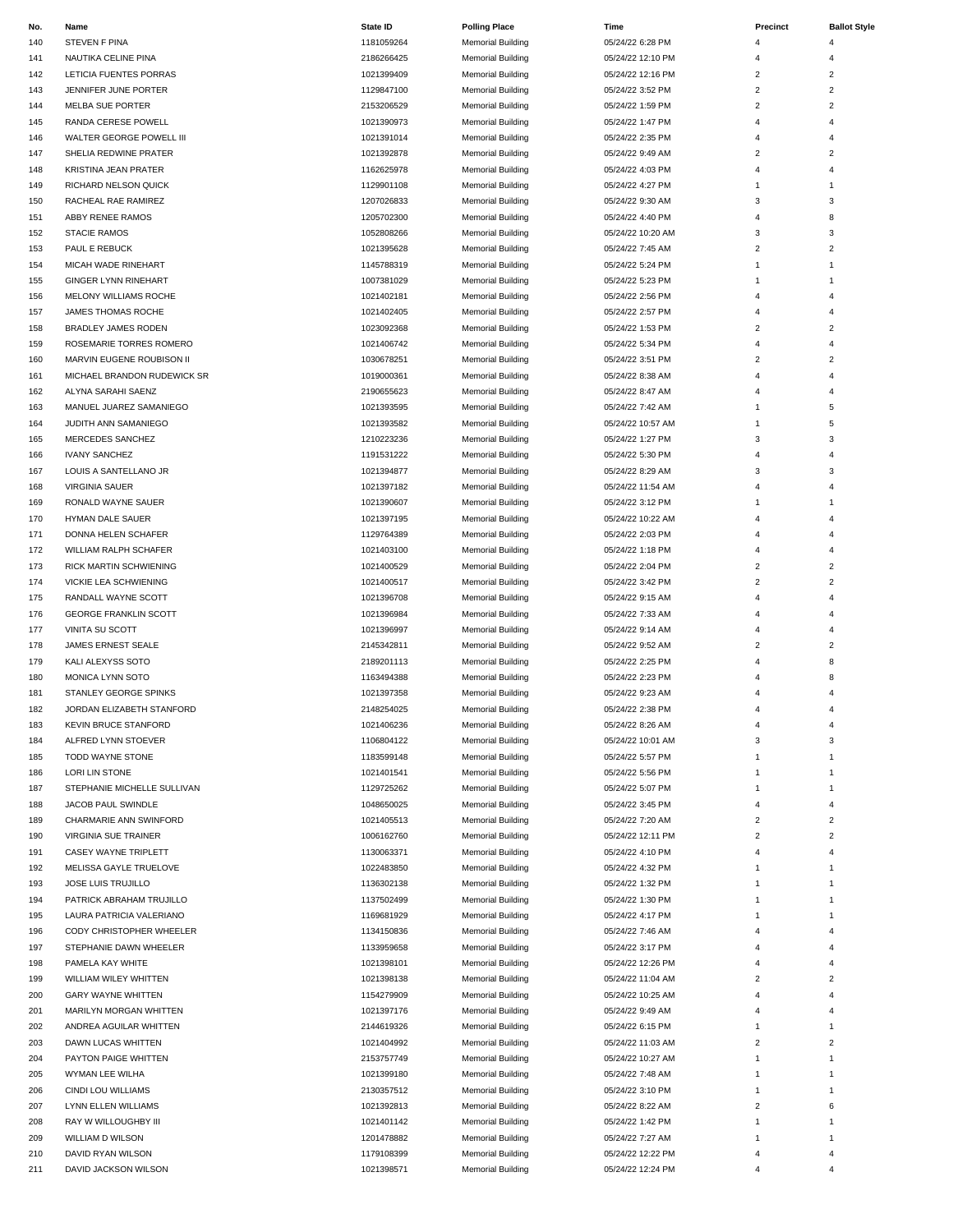| No. | Name | State ID | Polling Place | Time | Precinct | Ballot Style |
|---|---|---|---|---|---|---|
| 140 | STEVEN F PINA | 1181059264 | Memorial Building | 05/24/22 6:28 PM | 4 | 4 |
| 141 | NAUTIKA CELINE PINA | 2186266425 | Memorial Building | 05/24/22 12:10 PM | 4 | 4 |
| 142 | LETICIA FUENTES PORRAS | 1021399409 | Memorial Building | 05/24/22 12:16 PM | 2 | 2 |
| 143 | JENNIFER JUNE PORTER | 1129847100 | Memorial Building | 05/24/22 3:52 PM | 2 | 2 |
| 144 | MELBA SUE PORTER | 2153206529 | Memorial Building | 05/24/22 1:59 PM | 2 | 2 |
| 145 | RANDA CERESE POWELL | 1021390973 | Memorial Building | 05/24/22 1:47 PM | 4 | 4 |
| 146 | WALTER GEORGE POWELL III | 1021391014 | Memorial Building | 05/24/22 2:35 PM | 4 | 4 |
| 147 | SHELIA REDWINE PRATER | 1021392878 | Memorial Building | 05/24/22 9:49 AM | 2 | 2 |
| 148 | KRISTINA JEAN PRATER | 1162625978 | Memorial Building | 05/24/22 4:03 PM | 4 | 4 |
| 149 | RICHARD NELSON QUICK | 1129901108 | Memorial Building | 05/24/22 4:27 PM | 1 | 1 |
| 150 | RACHEAL RAE RAMIREZ | 1207026833 | Memorial Building | 05/24/22 9:30 AM | 3 | 3 |
| 151 | ABBY RENEE RAMOS | 1205702300 | Memorial Building | 05/24/22 4:40 PM | 4 | 8 |
| 152 | STACIE RAMOS | 1052808266 | Memorial Building | 05/24/22 10:20 AM | 3 | 3 |
| 153 | PAUL E REBUCK | 1021395628 | Memorial Building | 05/24/22 7:45 AM | 2 | 2 |
| 154 | MICAH WADE RINEHART | 1145788319 | Memorial Building | 05/24/22 5:24 PM | 1 | 1 |
| 155 | GINGER LYNN RINEHART | 1007381029 | Memorial Building | 05/24/22 5:23 PM | 1 | 1 |
| 156 | MELONY WILLIAMS ROCHE | 1021402181 | Memorial Building | 05/24/22 2:56 PM | 4 | 4 |
| 157 | JAMES THOMAS ROCHE | 1021402405 | Memorial Building | 05/24/22 2:57 PM | 4 | 4 |
| 158 | BRADLEY JAMES RODEN | 1023092368 | Memorial Building | 05/24/22 1:53 PM | 2 | 2 |
| 159 | ROSEMARIE TORRES ROMERO | 1021406742 | Memorial Building | 05/24/22 5:34 PM | 4 | 4 |
| 160 | MARVIN EUGENE ROUBISON II | 1030678251 | Memorial Building | 05/24/22 3:51 PM | 2 | 2 |
| 161 | MICHAEL BRANDON RUDEWICK SR | 1019000361 | Memorial Building | 05/24/22 8:38 AM | 4 | 4 |
| 162 | ALYNA SARAHI SAENZ | 2190655623 | Memorial Building | 05/24/22 8:47 AM | 4 | 4 |
| 163 | MANUEL JUAREZ SAMANIEGO | 1021393595 | Memorial Building | 05/24/22 7:42 AM | 1 | 5 |
| 164 | JUDITH ANN SAMANIEGO | 1021393582 | Memorial Building | 05/24/22 10:57 AM | 1 | 5 |
| 165 | MERCEDES SANCHEZ | 1210223236 | Memorial Building | 05/24/22 1:27 PM | 3 | 3 |
| 166 | IVANY SANCHEZ | 1191531222 | Memorial Building | 05/24/22 5:30 PM | 4 | 4 |
| 167 | LOUIS A SANTELLANO JR | 1021394877 | Memorial Building | 05/24/22 8:29 AM | 3 | 3 |
| 168 | VIRGINIA SAUER | 1021397182 | Memorial Building | 05/24/22 11:54 AM | 4 | 4 |
| 169 | RONALD WAYNE SAUER | 1021390607 | Memorial Building | 05/24/22 3:12 PM | 1 | 1 |
| 170 | HYMAN DALE SAUER | 1021397195 | Memorial Building | 05/24/22 10:22 AM | 4 | 4 |
| 171 | DONNA HELEN SCHAFER | 1129764389 | Memorial Building | 05/24/22 2:03 PM | 4 | 4 |
| 172 | WILLIAM RALPH SCHAFER | 1021403100 | Memorial Building | 05/24/22 1:18 PM | 4 | 4 |
| 173 | RICK MARTIN SCHWIENING | 1021400529 | Memorial Building | 05/24/22 2:04 PM | 2 | 2 |
| 174 | VICKIE LEA SCHWIENING | 1021400517 | Memorial Building | 05/24/22 3:42 PM | 2 | 2 |
| 175 | RANDALL WAYNE SCOTT | 1021396708 | Memorial Building | 05/24/22 9:15 AM | 4 | 4 |
| 176 | GEORGE FRANKLIN SCOTT | 1021396984 | Memorial Building | 05/24/22 7:33 AM | 4 | 4 |
| 177 | VINITA SU SCOTT | 1021396997 | Memorial Building | 05/24/22 9:14 AM | 4 | 4 |
| 178 | JAMES ERNEST SEALE | 2145342811 | Memorial Building | 05/24/22 9:52 AM | 2 | 2 |
| 179 | KALI ALEXYSS SOTO | 2189201113 | Memorial Building | 05/24/22 2:25 PM | 4 | 8 |
| 180 | MONICA LYNN SOTO | 1163494388 | Memorial Building | 05/24/22 2:23 PM | 4 | 8 |
| 181 | STANLEY GEORGE SPINKS | 1021397358 | Memorial Building | 05/24/22 9:23 AM | 4 | 4 |
| 182 | JORDAN ELIZABETH STANFORD | 2148254025 | Memorial Building | 05/24/22 2:38 PM | 4 | 4 |
| 183 | KEVIN BRUCE STANFORD | 1021406236 | Memorial Building | 05/24/22 8:26 AM | 4 | 4 |
| 184 | ALFRED LYNN STOEVER | 1106804122 | Memorial Building | 05/24/22 10:01 AM | 3 | 3 |
| 185 | TODD WAYNE STONE | 1183599148 | Memorial Building | 05/24/22 5:57 PM | 1 | 1 |
| 186 | LORI LIN STONE | 1021401541 | Memorial Building | 05/24/22 5:56 PM | 1 | 1 |
| 187 | STEPHANIE MICHELLE SULLIVAN | 1129725262 | Memorial Building | 05/24/22 5:07 PM | 1 | 1 |
| 188 | JACOB PAUL SWINDLE | 1048650025 | Memorial Building | 05/24/22 3:45 PM | 4 | 4 |
| 189 | CHARMARIE ANN SWINFORD | 1021405513 | Memorial Building | 05/24/22 7:20 AM | 2 | 2 |
| 190 | VIRGINIA SUE TRAINER | 1006162760 | Memorial Building | 05/24/22 12:11 PM | 2 | 2 |
| 191 | CASEY WAYNE TRIPLETT | 1130063371 | Memorial Building | 05/24/22 4:10 PM | 4 | 4 |
| 192 | MELISSA GAYLE TRUELOVE | 1022483850 | Memorial Building | 05/24/22 4:32 PM | 1 | 1 |
| 193 | JOSE LUIS TRUJILLO | 1136302138 | Memorial Building | 05/24/22 1:32 PM | 1 | 1 |
| 194 | PATRICK ABRAHAM TRUJILLO | 1137502499 | Memorial Building | 05/24/22 1:30 PM | 1 | 1 |
| 195 | LAURA PATRICIA VALERIANO | 1169681929 | Memorial Building | 05/24/22 4:17 PM | 1 | 1 |
| 196 | CODY CHRISTOPHER WHEELER | 1134150836 | Memorial Building | 05/24/22 7:46 AM | 4 | 4 |
| 197 | STEPHANIE DAWN WHEELER | 1133959658 | Memorial Building | 05/24/22 3:17 PM | 4 | 4 |
| 198 | PAMELA KAY WHITE | 1021398101 | Memorial Building | 05/24/22 12:26 PM | 4 | 4 |
| 199 | WILLIAM WILEY WHITTEN | 1021398138 | Memorial Building | 05/24/22 11:04 AM | 2 | 2 |
| 200 | GARY WAYNE WHITTEN | 1154279909 | Memorial Building | 05/24/22 10:25 AM | 4 | 4 |
| 201 | MARILYN MORGAN WHITTEN | 1021397176 | Memorial Building | 05/24/22 9:49 AM | 4 | 4 |
| 202 | ANDREA AGUILAR WHITTEN | 2144619326 | Memorial Building | 05/24/22 6:15 PM | 1 | 1 |
| 203 | DAWN LUCAS WHITTEN | 1021404992 | Memorial Building | 05/24/22 11:03 AM | 2 | 2 |
| 204 | PAYTON PAIGE WHITTEN | 2153757749 | Memorial Building | 05/24/22 10:27 AM | 1 | 1 |
| 205 | WYMAN LEE WILHA | 1021399180 | Memorial Building | 05/24/22 7:48 AM | 1 | 1 |
| 206 | CINDI LOU WILLIAMS | 2130357512 | Memorial Building | 05/24/22 3:10 PM | 1 | 1 |
| 207 | LYNN ELLEN WILLIAMS | 1021392813 | Memorial Building | 05/24/22 8:22 AM | 2 | 6 |
| 208 | RAY W WILLOUGHBY III | 1021401142 | Memorial Building | 05/24/22 1:42 PM | 1 | 1 |
| 209 | WILLIAM D WILSON | 1201478882 | Memorial Building | 05/24/22 7:27 AM | 1 | 1 |
| 210 | DAVID RYAN WILSON | 1179108399 | Memorial Building | 05/24/22 12:22 PM | 4 | 4 |
| 211 | DAVID JACKSON WILSON | 1021398571 | Memorial Building | 05/24/22 12:24 PM | 4 | 4 |